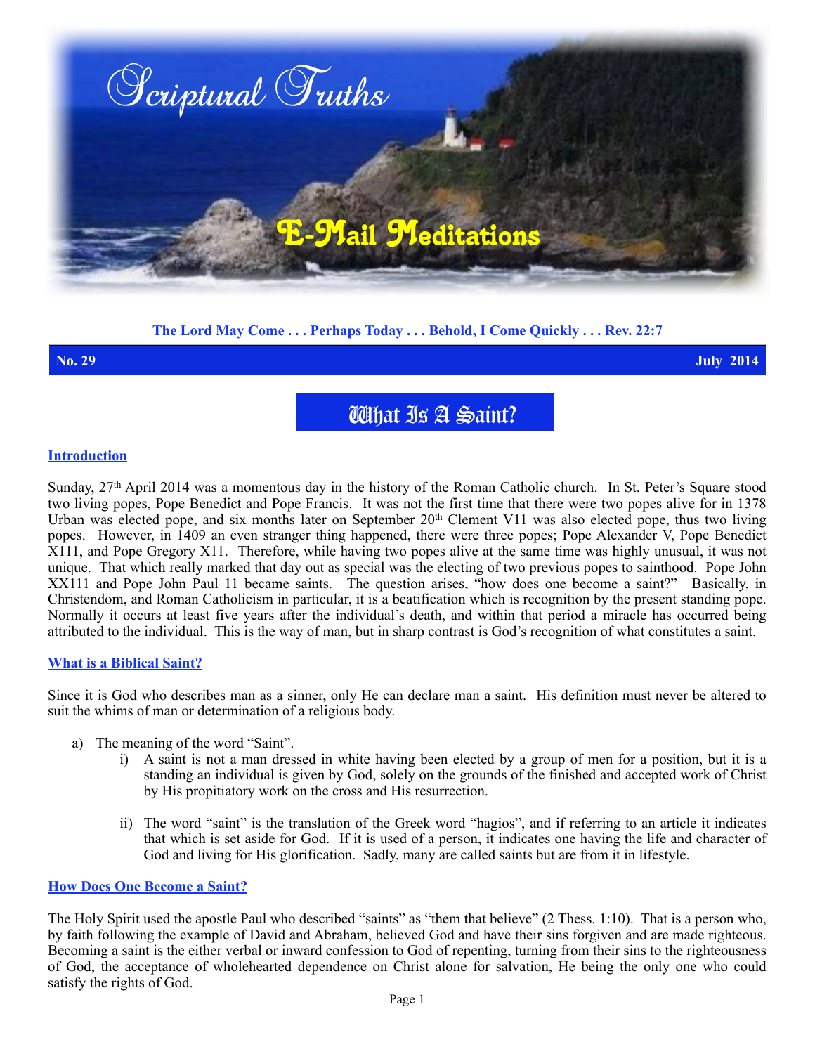# Scriptural Truths

## E-Mail Meditations

**The Lord May Come . . . Perhaps Today . . . Behold, I Come Quickly . . . Rev. 22:7**

**No. 29** **July 2014**

# What Is A Saint?

## Introduction

Sunday, 27th April 2014 was a momentous day in the history of the Roman Catholic church. In St. Peter's Square stood two living popes, Pope Benedict and Pope Francis. It was not the first time that there were two popes alive for in 1378 Urban was elected pope, and six months later on September 20th Clement V11 was also elected pope, thus two living popes. However, in 1409 an even stranger thing happened, there were three popes; Pope Alexander V, Pope Benedict X111, and Pope Gregory X11. Therefore, while having two popes alive at the same time was highly unusual, it was not unique. That which really marked that day out as special was the electing of two previous popes to sainthood. Pope John XX111 and Pope John Paul 11 became saints. The question arises, "how does one become a saint?" Basically, in Christendom, and Roman Catholicism in particular, it is a beatification which is recognition by the present standing pope. Normally it occurs at least five years after the individual's death, and within that period a miracle has occurred being attributed to the individual. This is the way of man, but in sharp contrast is God's recognition of what constitutes a saint.

## What is a Biblical Saint?

Since it is God who describes man as a sinner, only He can declare man a saint. His definition must never be altered to suit the whims of man or determination of a religious body.

a) The meaning of the word "Saint".

   i) A saint is not a man dressed in white having been elected by a group of men for a position, but it is a standing an individual is given by God, solely on the grounds of the finished and accepted work of Christ by His propitiatory work on the cross and His resurrection.

   ii) The word "saint" is the translation of the Greek word "hagios", and if referring to an article it indicates that which is set aside for God. If it is used of a person, it indicates one having the life and character of God and living for His glorification. Sadly, many are called saints but are from it in lifestyle.

## How Does One Become a Saint?

The Holy Spirit used the apostle Paul who described "saints" as "them that believe" (2 Thess. 1:10). That is a person who, by faith following the example of David and Abraham, believed God and have their sins forgiven and are made righteous. Becoming a saint is the either verbal or inward confession to God of repenting, turning from their sins to the righteousness of God, the acceptance of wholehearted dependence on Christ alone for salvation, He being the only one who could satisfy the rights of God.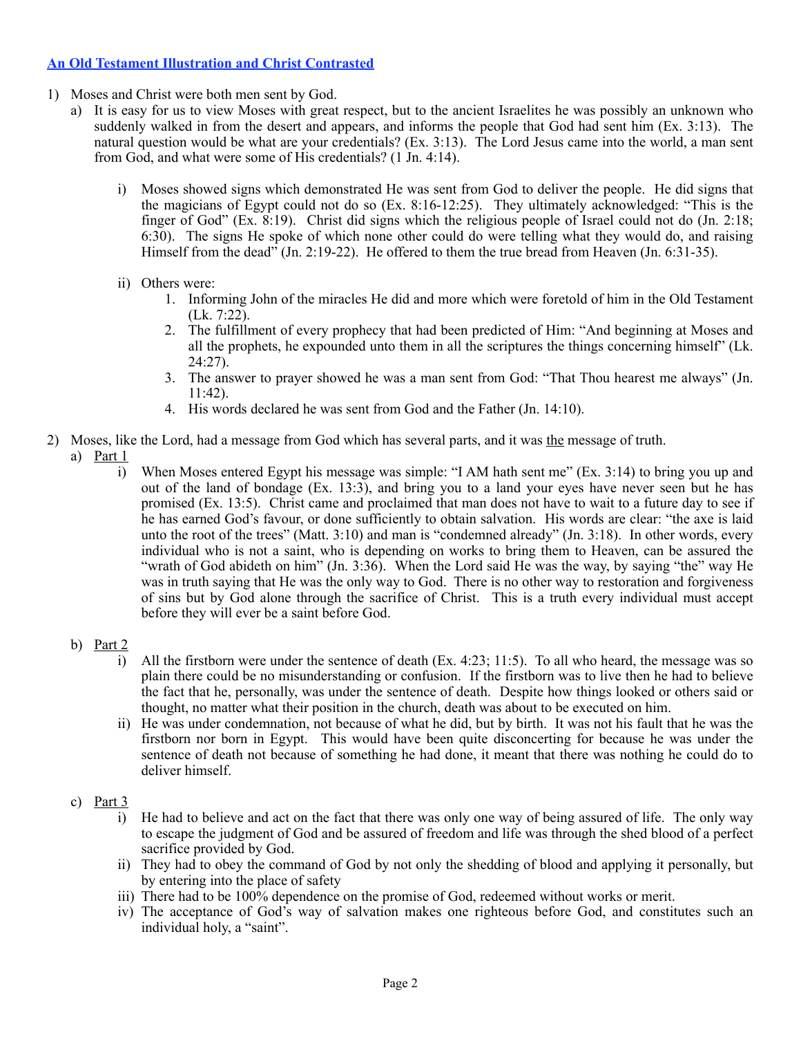## An Old Testament Illustration and Christ Contrasted

1) Moses and Christ were both men sent by God.
   a) It is easy for us to view Moses with great respect, but to the ancient Israelites he was possibly an unknown who suddenly walked in from the desert and appears, and informs the people that God had sent him (Ex. 3:13). The natural question would be what are your credentials? (Ex. 3:13). The Lord Jesus came into the world, a man sent from God, and what were some of His credentials? (1 Jn. 4:14).

      i) Moses showed signs which demonstrated He was sent from God to deliver the people. He did signs that the magicians of Egypt could not do so (Ex. 8:16-12:25). They ultimately acknowledged: "This is the finger of God" (Ex. 8:19). Christ did signs which the religious people of Israel could not do (Jn. 2:18; 6:30). The signs He spoke of which none other could do were telling what they would do, and raising Himself from the dead" (Jn. 2:19-22). He offered to them the true bread from Heaven (Jn. 6:31-35).

      ii) Others were:
         1. Informing John of the miracles He did and more which were foretold of him in the Old Testament (Lk. 7:22).
         2. The fulfillment of every prophecy that had been predicted of Him: "And beginning at Moses and all the prophets, he expounded unto them in all the scriptures the things concerning himself" (Lk. 24:27).
         3. The answer to prayer showed he was a man sent from God: "That Thou hearest me always" (Jn. 11:42).
         4. His words declared he was sent from God and the Father (Jn. 14:10).

2) Moses, like the Lord, had a message from God which has several parts, and it was <u>the</u> message of truth.
   a) <u>Part 1</u>
      i) When Moses entered Egypt his message was simple: "I AM hath sent me" (Ex. 3:14) to bring you up and out of the land of bondage (Ex. 13:3), and bring you to a land your eyes have never seen but he has promised (Ex. 13:5). Christ came and proclaimed that man does not have to wait to a future day to see if he has earned God's favour, or done sufficiently to obtain salvation. His words are clear: "the axe is laid unto the root of the trees" (Matt. 3:10) and man is "condemned already" (Jn. 3:18). In other words, every individual who is not a saint, who is depending on works to bring them to Heaven, can be assured the "wrath of God abideth on him" (Jn. 3:36). When the Lord said He was the way, by saying "the" way He was in truth saying that He was the only way to God. There is no other way to restoration and forgiveness of sins but by God alone through the sacrifice of Christ. This is a truth every individual must accept before they will ever be a saint before God.

   b) <u>Part 2</u>
      i) All the firstborn were under the sentence of death (Ex. 4:23; 11:5). To all who heard, the message was so plain there could be no misunderstanding or confusion. If the firstborn was to live then he had to believe the fact that he, personally, was under the sentence of death. Despite how things looked or others said or thought, no matter what their position in the church, death was about to be executed on him.
      ii) He was under condemnation, not because of what he did, but by birth. It was not his fault that he was the firstborn nor born in Egypt. This would have been quite disconcerting for because he was under the sentence of death not because of something he had done, it meant that there was nothing he could do to deliver himself.

   c) <u>Part 3</u>
      i) He had to believe and act on the fact that there was only one way of being assured of life. The only way to escape the judgment of God and be assured of freedom and life was through the shed blood of a perfect sacrifice provided by God.
      ii) They had to obey the command of God by not only the shedding of blood and applying it personally, but by entering into the place of safety
      iii) There had to be 100% dependence on the promise of God, redeemed without works or merit.
      iv) The acceptance of God's way of salvation makes one righteous before God, and constitutes such an individual holy, a "saint".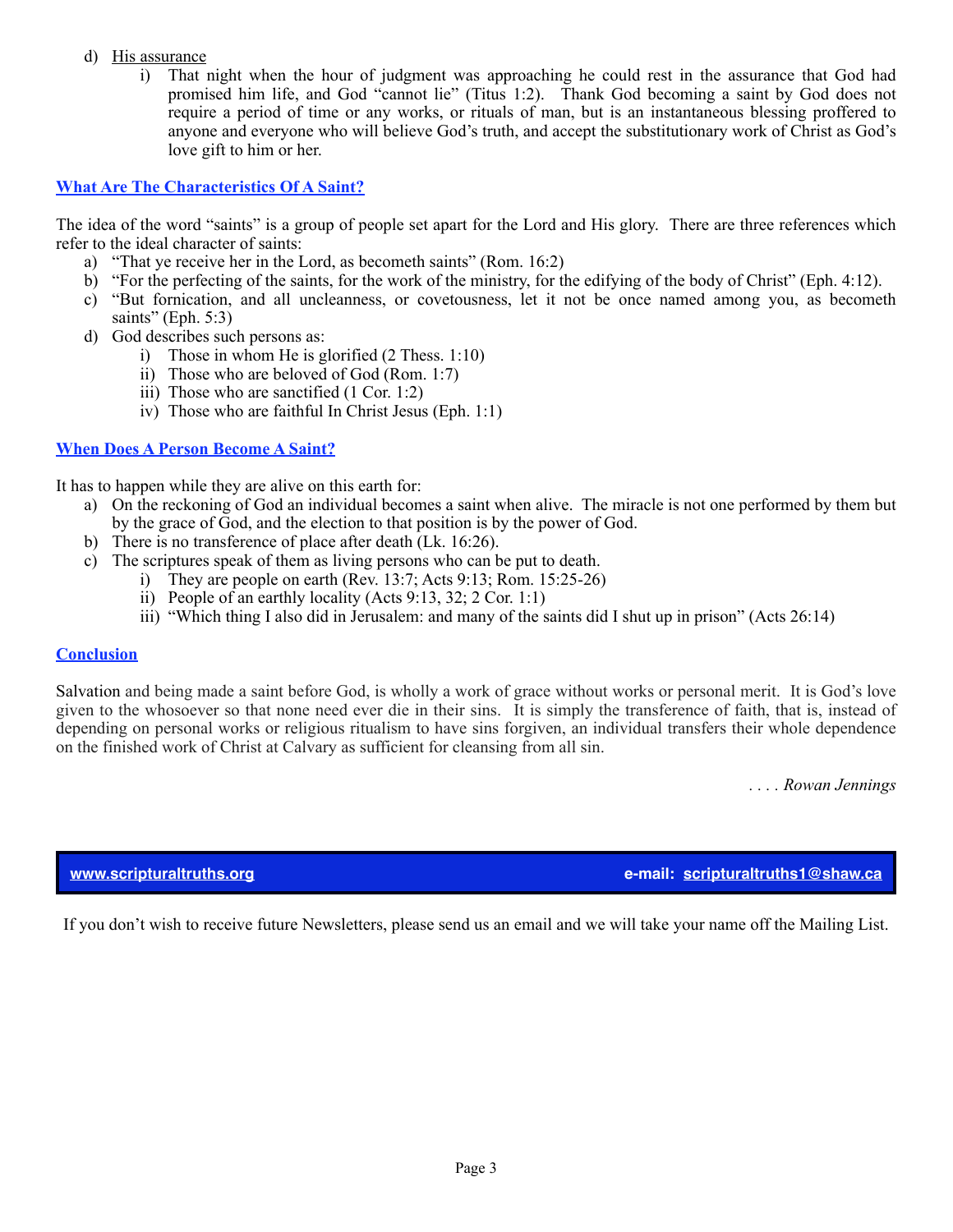d) <u>His assurance</u>

   i) That night when the hour of judgment was approaching he could rest in the assurance that God had promised him life, and God "cannot lie" (Titus 1:2). Thank God becoming a saint by God does not require a period of time or any works, or rituals of man, but is an instantaneous blessing proffered to anyone and everyone who will believe God's truth, and accept the substitutionary work of Christ as God's love gift to him or her.

## What Are The Characteristics Of A Saint?

The idea of the word "saints" is a group of people set apart for the Lord and His glory. There are three references which refer to the ideal character of saints:

a) "That ye receive her in the Lord, as becometh saints" (Rom. 16:2)
b) "For the perfecting of the saints, for the work of the ministry, for the edifying of the body of Christ" (Eph. 4:12).
c) "But fornication, and all uncleanness, or covetousness, let it not be once named among you, as becometh saints" (Eph. 5:3)
d) God describes such persons as:
   i) Those in whom He is glorified (2 Thess. 1:10)
   ii) Those who are beloved of God (Rom. 1:7)
   iii) Those who are sanctified (1 Cor. 1:2)
   iv) Those who are faithful In Christ Jesus (Eph. 1:1)

## When Does A Person Become A Saint?

It has to happen while they are alive on this earth for:

a) On the reckoning of God an individual becomes a saint when alive. The miracle is not one performed by them but by the grace of God, and the election to that position is by the power of God.
b) There is no transference of place after death (Lk. 16:26).
c) The scriptures speak of them as living persons who can be put to death.
   i) They are people on earth (Rev. 13:7; Acts 9:13; Rom. 15:25-26)
   ii) People of an earthly locality (Acts 9:13, 32; 2 Cor. 1:1)
   iii) "Which thing I also did in Jerusalem: and many of the saints did I shut up in prison" (Acts 26:14)

## Conclusion

Salvation and being made a saint before God, is wholly a work of grace without works or personal merit. It is God's love given to the whosoever so that none need ever die in their sins. It is simply the transference of faith, that is, instead of depending on personal works or religious ritualism to have sins forgiven, an individual transfers their whole dependence on the finished work of Christ at Calvary as sufficient for cleansing from all sin.

. . . . *Rowan Jennings*

**www.scripturaltruths.org** **e-mail: scripturaltruths1@shaw.ca**

If you don't wish to receive future Newsletters, please send us an email and we will take your name off the Mailing List.